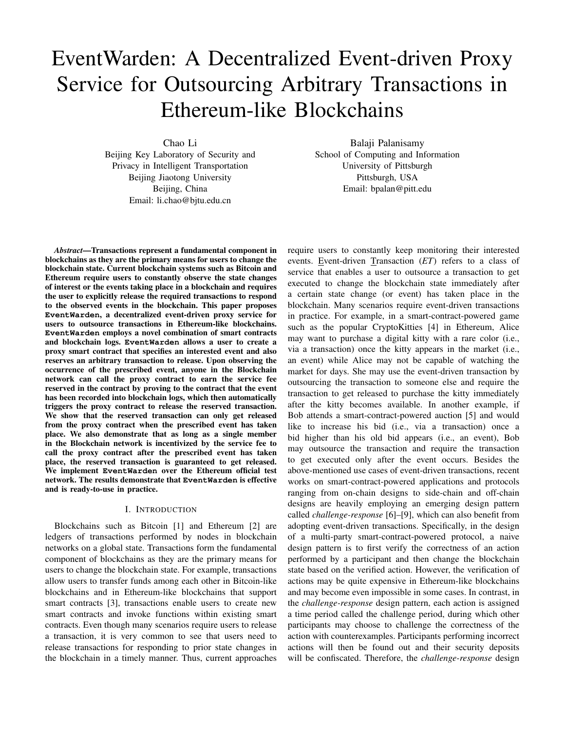# EventWarden: A Decentralized Event-driven Proxy Service for Outsourcing Arbitrary Transactions in Ethereum-like Blockchains

Chao Li
Beijing Key Laboratory of Security and Privacy in Intelligent Transportation
Beijing Jiaotong University
Beijing, China
Email: li.chao@bjtu.edu.cn

Balaji Palanisamy
School of Computing and Information
University of Pittsburgh
Pittsburgh, USA
Email: bpalan@pitt.edu

***Abstract*—Transactions represent a fundamental component in blockchains as they are the primary means for users to change the blockchain state. Current blockchain systems such as Bitcoin and Ethereum require users to constantly observe the state changes of interest or the events taking place in a blockchain and requires the user to explicitly release the required transactions to respond to the observed events in the blockchain. This paper proposes `EventWarden`, a decentralized event-driven proxy service for users to outsource transactions in Ethereum-like blockchains. `EventWarden` employs a novel combination of smart contracts and blockchain logs. `EventWarden` allows a user to create a proxy smart contract that specifies an interested event and also reserves an arbitrary transaction to release. Upon observing the occurrence of the prescribed event, anyone in the Blockchain network can call the proxy contract to earn the service fee reserved in the contract by proving to the contract that the event has been recorded into blockchain logs, which then automatically triggers the proxy contract to release the reserved transaction. We show that the reserved transaction can only get released from the proxy contract when the prescribed event has taken place. We also demonstrate that as long as a single member in the Blockchain network is incentivized by the service fee to call the proxy contract after the prescribed event has taken place, the reserved transaction is guaranteed to get released. We implement `EventWarden` over the Ethereum official test network. The results demonstrate that `EventWarden` is effective and is ready-to-use in practice.**

## I. Introduction

Blockchains such as Bitcoin [1] and Ethereum [2] are ledgers of transactions performed by nodes in blockchain networks on a global state. Transactions form the fundamental component of blockchains as they are the primary means for users to change the blockchain state. For example, transactions allow users to transfer funds among each other in Bitcoin-like blockchains and in Ethereum-like blockchains that support smart contracts [3], transactions enable users to create new smart contracts and invoke functions within existing smart contracts. Even though many scenarios require users to release a transaction, it is very common to see that users need to release transactions for responding to prior state changes in the blockchain in a timely manner. Thus, current approaches require users to constantly keep monitoring their interested events. Event-driven Transaction (*ET*) refers to a class of service that enables a user to outsource a transaction to get executed to change the blockchain state immediately after a certain state change (or event) has taken place in the blockchain. Many scenarios require event-driven transactions in practice. For example, in a smart-contract-powered game such as the popular CryptoKitties [4] in Ethereum, Alice may want to purchase a digital kitty with a rare color (i.e., via a transaction) once the kitty appears in the market (i.e., an event) while Alice may not be capable of watching the market for days. She may use the event-driven transaction by outsourcing the transaction to someone else and require the transaction to get released to purchase the kitty immediately after the kitty becomes available. In another example, if Bob attends a smart-contract-powered auction [5] and would like to increase his bid (i.e., via a transaction) once a bid higher than his old bid appears (i.e., an event), Bob may outsource the transaction and require the transaction to get executed only after the event occurs. Besides the above-mentioned use cases of event-driven transactions, recent works on smart-contract-powered applications and protocols ranging from on-chain designs to side-chain and off-chain designs are heavily employing an emerging design pattern called *challenge-response* [6]–[9], which can also benefit from adopting event-driven transactions. Specifically, in the design of a multi-party smart-contract-powered protocol, a naive design pattern is to first verify the correctness of an action performed by a participant and then change the blockchain state based on the verified action. However, the verification of actions may be quite expensive in Ethereum-like blockchains and may become even impossible in some cases. In contrast, in the *challenge-response* design pattern, each action is assigned a time period called the challenge period, during which other participants may choose to challenge the correctness of the action with counterexamples. Participants performing incorrect actions will then be found out and their security deposits will be confiscated. Therefore, the *challenge-response* design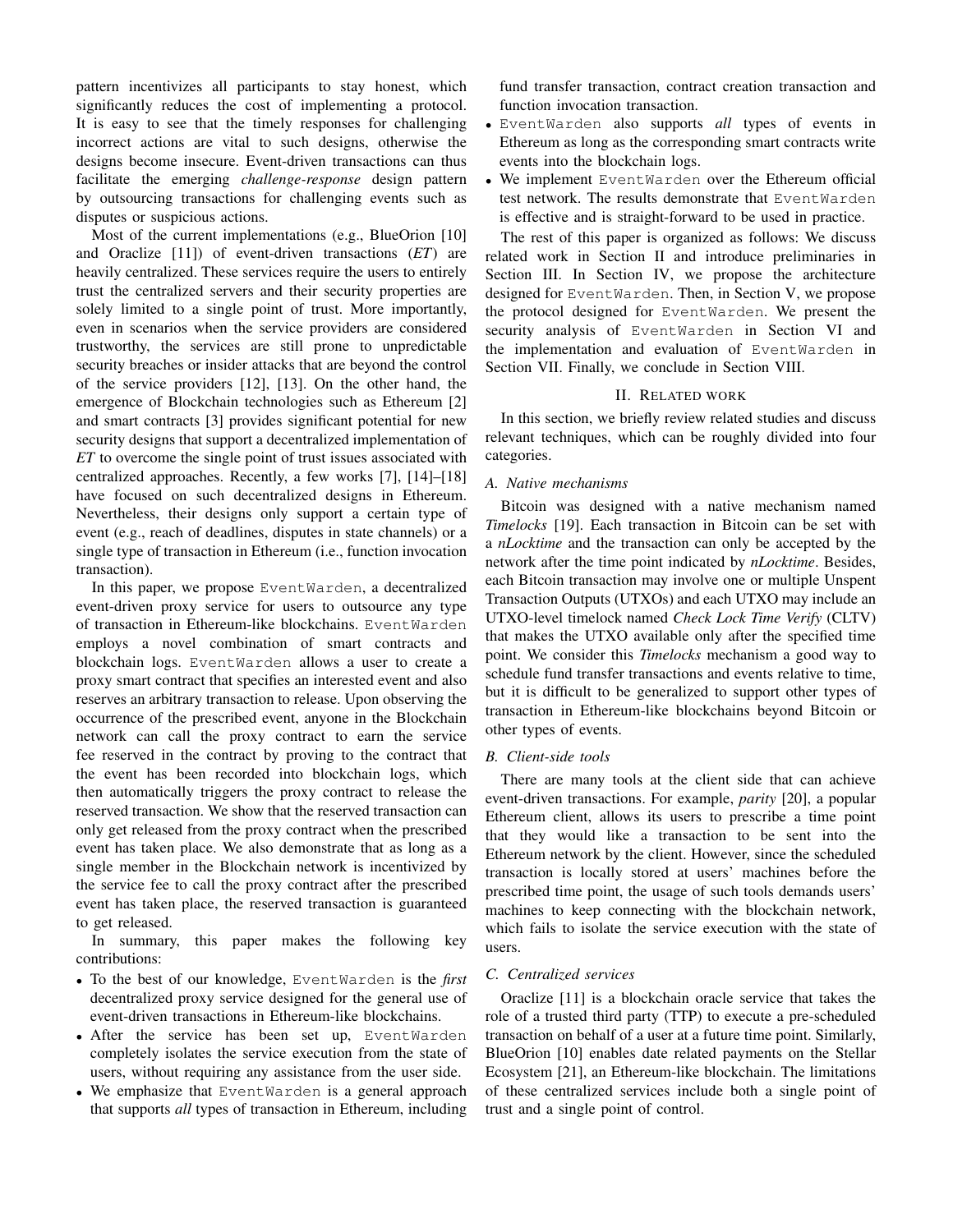pattern incentivizes all participants to stay honest, which significantly reduces the cost of implementing a protocol. It is easy to see that the timely responses for challenging incorrect actions are vital to such designs, otherwise the designs become insecure. Event-driven transactions can thus facilitate the emerging *challenge-response* design pattern by outsourcing transactions for challenging events such as disputes or suspicious actions.

Most of the current implementations (e.g., BlueOrion [10] and Oraclize [11]) of event-driven transactions (*ET*) are heavily centralized. These services require the users to entirely trust the centralized servers and their security properties are solely limited to a single point of trust. More importantly, even in scenarios when the service providers are considered trustworthy, the services are still prone to unpredictable security breaches or insider attacks that are beyond the control of the service providers [12], [13]. On the other hand, the emergence of Blockchain technologies such as Ethereum [2] and smart contracts [3] provides significant potential for new security designs that support a decentralized implementation of *ET* to overcome the single point of trust issues associated with centralized approaches. Recently, a few works [7], [14]–[18] have focused on such decentralized designs in Ethereum. Nevertheless, their designs only support a certain type of event (e.g., reach of deadlines, disputes in state channels) or a single type of transaction in Ethereum (i.e., function invocation transaction).

In this paper, we propose `EventWarden`, a decentralized event-driven proxy service for users to outsource any type of transaction in Ethereum-like blockchains. `EventWarden` employs a novel combination of smart contracts and blockchain logs. `EventWarden` allows a user to create a proxy smart contract that specifies an interested event and also reserves an arbitrary transaction to release. Upon observing the occurrence of the prescribed event, anyone in the Blockchain network can call the proxy contract to earn the service fee reserved in the contract by proving to the contract that the event has been recorded into blockchain logs, which then automatically triggers the proxy contract to release the reserved transaction. We show that the reserved transaction can only get released from the proxy contract when the prescribed event has taken place. We also demonstrate that as long as a single member in the Blockchain network is incentivized by the service fee to call the proxy contract after the prescribed event has taken place, the reserved transaction is guaranteed to get released.

In summary, this paper makes the following key contributions:

- To the best of our knowledge, `EventWarden` is the *first* decentralized proxy service designed for the general use of event-driven transactions in Ethereum-like blockchains.
- After the service has been set up, `EventWarden` completely isolates the service execution from the state of users, without requiring any assistance from the user side.
- We emphasize that `EventWarden` is a general approach that supports *all* types of transaction in Ethereum, including fund transfer transaction, contract creation transaction and function invocation transaction.
- `EventWarden` also supports *all* types of events in Ethereum as long as the corresponding smart contracts write events into the blockchain logs.
- We implement `EventWarden` over the Ethereum official test network. The results demonstrate that `EventWarden` is effective and is straight-forward to be used in practice.

The rest of this paper is organized as follows: We discuss related work in Section II and introduce preliminaries in Section III. In Section IV, we propose the architecture designed for `EventWarden`. Then, in Section V, we propose the protocol designed for `EventWarden`. We present the security analysis of `EventWarden` in Section VI and the implementation and evaluation of `EventWarden` in Section VII. Finally, we conclude in Section VIII.

## II. Related work

In this section, we briefly review related studies and discuss relevant techniques, which can be roughly divided into four categories.

### A. Native mechanisms

Bitcoin was designed with a native mechanism named *Timelocks* [19]. Each transaction in Bitcoin can be set with a *nLocktime* and the transaction can only be accepted by the network after the time point indicated by *nLocktime*. Besides, each Bitcoin transaction may involve one or multiple Unspent Transaction Outputs (UTXOs) and each UTXO may include an UTXO-level timelock named *Check Lock Time Verify* (CLTV) that makes the UTXO available only after the specified time point. We consider this *Timelocks* mechanism a good way to schedule fund transfer transactions and events relative to time, but it is difficult to be generalized to support other types of transaction in Ethereum-like blockchains beyond Bitcoin or other types of events.

### B. Client-side tools

There are many tools at the client side that can achieve event-driven transactions. For example, *parity* [20], a popular Ethereum client, allows its users to prescribe a time point that they would like a transaction to be sent into the Ethereum network by the client. However, since the scheduled transaction is locally stored at users' machines before the prescribed time point, the usage of such tools demands users' machines to keep connecting with the blockchain network, which fails to isolate the service execution with the state of users.

### C. Centralized services

Oraclize [11] is a blockchain oracle service that takes the role of a trusted third party (TTP) to execute a pre-scheduled transaction on behalf of a user at a future time point. Similarly, BlueOrion [10] enables date related payments on the Stellar Ecosystem [21], an Ethereum-like blockchain. The limitations of these centralized services include both a single point of trust and a single point of control.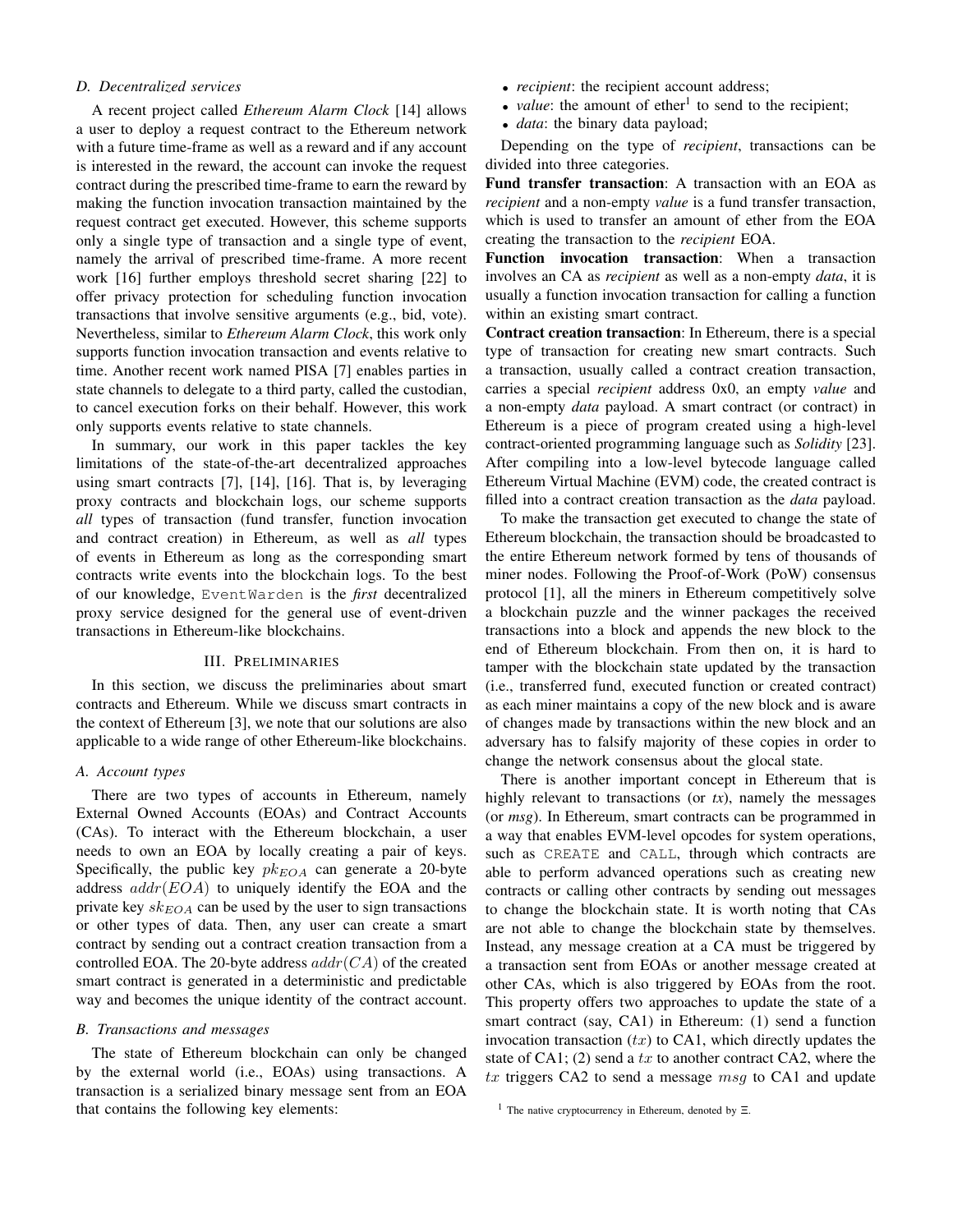### D. Decentralized services

A recent project called *Ethereum Alarm Clock* [14] allows a user to deploy a request contract to the Ethereum network with a future time-frame as well as a reward and if any account is interested in the reward, the account can invoke the request contract during the prescribed time-frame to earn the reward by making the function invocation transaction maintained by the request contract get executed. However, this scheme supports only a single type of transaction and a single type of event, namely the arrival of prescribed time-frame. A more recent work [16] further employs threshold secret sharing [22] to offer privacy protection for scheduling function invocation transactions that involve sensitive arguments (e.g., bid, vote). Nevertheless, similar to *Ethereum Alarm Clock*, this work only supports function invocation transaction and events relative to time. Another recent work named PISA [7] enables parties in state channels to delegate to a third party, called the custodian, to cancel execution forks on their behalf. However, this work only supports events relative to state channels.

In summary, our work in this paper tackles the key limitations of the state-of-the-art decentralized approaches using smart contracts [7], [14], [16]. That is, by leveraging proxy contracts and blockchain logs, our scheme supports *all* types of transaction (fund transfer, function invocation and contract creation) in Ethereum, as well as *all* types of events in Ethereum as long as the corresponding smart contracts write events into the blockchain logs. To the best of our knowledge, `EventWarden` is the ***first*** decentralized proxy service designed for the general use of event-driven transactions in Ethereum-like blockchains.

## III. Preliminaries

In this section, we discuss the preliminaries about smart contracts and Ethereum. While we discuss smart contracts in the context of Ethereum [3], we note that our solutions are also applicable to a wide range of other Ethereum-like blockchains.

### A. Account types

There are two types of accounts in Ethereum, namely External Owned Accounts (EOAs) and Contract Accounts (CAs). To interact with the Ethereum blockchain, a user needs to own an EOA by locally creating a pair of keys. Specifically, the public key $pk_{EOA}$ can generate a 20-byte address $addr(EOA)$ to uniquely identify the EOA and the private key $sk_{EOA}$ can be used by the user to sign transactions or other types of data. Then, any user can create a smart contract by sending out a contract creation transaction from a controlled EOA. The 20-byte address $addr(CA)$ of the created smart contract is generated in a deterministic and predictable way and becomes the unique identity of the contract account.

### B. Transactions and messages

The state of Ethereum blockchain can only be changed by the external world (i.e., EOAs) using transactions. A transaction is a serialized binary message sent from an EOA that contains the following key elements:

- *recipient*: the recipient account address;
- *value*: the amount of ether[1] to send to the recipient;
- *data*: the binary data payload;

Depending on the type of *recipient*, transactions can be divided into three categories.

**Fund transfer transaction**: A transaction with an EOA as *recipient* and a non-empty *value* is a fund transfer transaction, which is used to transfer an amount of ether from the EOA creating the transaction to the *recipient* EOA.

**Function invocation transaction**: When a transaction involves an CA as *recipient* as well as a non-empty *data*, it is usually a function invocation transaction for calling a function within an existing smart contract.

**Contract creation transaction**: In Ethereum, there is a special type of transaction for creating new smart contracts. Such a transaction, usually called a contract creation transaction, carries a special *recipient* address 0x0, an empty *value* and a non-empty *data* payload. A smart contract (or contract) in Ethereum is a piece of program created using a high-level contract-oriented programming language such as *Solidity* [23]. After compiling into a low-level bytecode language called Ethereum Virtual Machine (EVM) code, the created contract is filled into a contract creation transaction as the *data* payload.

To make the transaction get executed to change the state of Ethereum blockchain, the transaction should be broadcasted to the entire Ethereum network formed by tens of thousands of miner nodes. Following the Proof-of-Work (PoW) consensus protocol [1], all the miners in Ethereum competitively solve a blockchain puzzle and the winner packages the received transactions into a block and appends the new block to the end of Ethereum blockchain. From then on, it is hard to tamper with the blockchain state updated by the transaction (i.e., transferred fund, executed function or created contract) as each miner maintains a copy of the new block and is aware of changes made by transactions within the new block and an adversary has to falsify majority of these copies in order to change the network consensus about the glocal state.

There is another important concept in Ethereum that is highly relevant to transactions (or *tx*), namely the messages (or *msg*). In Ethereum, smart contracts can be programmed in a way that enables EVM-level opcodes for system operations, such as `CREATE` and `CALL`, through which contracts are able to perform advanced operations such as creating new contracts or calling other contracts by sending out messages to change the blockchain state. It is worth noting that CAs are not able to change the blockchain state by themselves. Instead, any message creation at a CA must be triggered by a transaction sent from EOAs or another message created at other CAs, which is also triggered by EOAs from the root. This property offers two approaches to update the state of a smart contract (say, CA1) in Ethereum: (1) send a function invocation transaction ($tx$) to CA1, which directly updates the state of CA1; (2) send a $tx$ to another contract CA2, where the $tx$ triggers CA2 to send a message $msg$ to CA1 and update

[1] The native cryptocurrency in Ethereum, denoted by Ξ.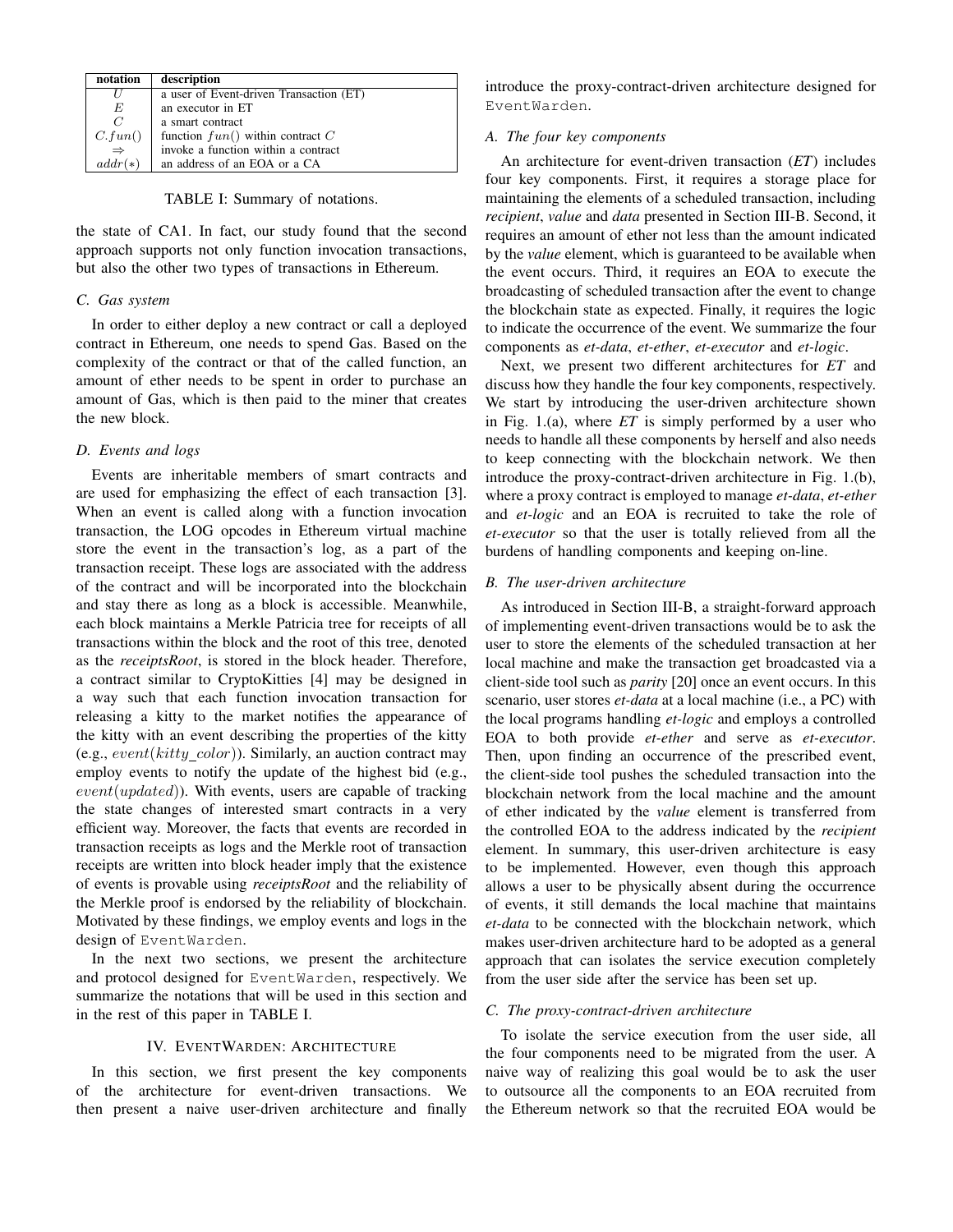| notation | description |
| --- | --- |
| $U$ | a user of Event-driven Transaction (ET) |
| $E$ | an executor in ET |
| $C$ | a smart contract |
| $C.fun()$ | function $fun()$ within contract $C$ |
| $\Rightarrow$ | invoke a function within a contract |
| $addr(*)$ | an address of an EOA or a CA |

TABLE I: Summary of notations.

the state of CA1. In fact, our study found that the second approach supports not only function invocation transactions, but also the other two types of transactions in Ethereum.

### C. Gas system

In order to either deploy a new contract or call a deployed contract in Ethereum, one needs to spend Gas. Based on the complexity of the contract or that of the called function, an amount of ether needs to be spent in order to purchase an amount of Gas, which is then paid to the miner that creates the new block.

### D. Events and logs

Events are inheritable members of smart contracts and are used for emphasizing the effect of each transaction [3]. When an event is called along with a function invocation transaction, the LOG opcodes in Ethereum virtual machine store the event in the transaction's log, as a part of the transaction receipt. These logs are associated with the address of the contract and will be incorporated into the blockchain and stay there as long as a block is accessible. Meanwhile, each block maintains a Merkle Patricia tree for receipts of all transactions within the block and the root of this tree, denoted as the *receiptsRoot*, is stored in the block header. Therefore, a contract similar to CryptoKitties [4] may be designed in a way such that each function invocation transaction for releasing a kitty to the market notifies the appearance of the kitty with an event describing the properties of the kitty (e.g., $event(kitty\_color)$). Similarly, an auction contract may employ events to notify the update of the highest bid (e.g., $event(updated)$). With events, users are capable of tracking the state changes of interested smart contracts in a very efficient way. Moreover, the facts that events are recorded in transaction receipts as logs and the Merkle root of transaction receipts are written into block header imply that the existence of events is provable using *receiptsRoot* and the reliability of the Merkle proof is endorsed by the reliability of blockchain. Motivated by these findings, we employ events and logs in the design of EventWarden.

In the next two sections, we present the architecture and protocol designed for EventWarden, respectively. We summarize the notations that will be used in this section and in the rest of this paper in TABLE I.

## IV. EventWarden: Architecture

In this section, we first present the key components of the architecture for event-driven transactions. We then present a naive user-driven architecture and finally introduce the proxy-contract-driven architecture designed for EventWarden.

### A. The four key components

An architecture for event-driven transaction (*ET*) includes four key components. First, it requires a storage place for maintaining the elements of a scheduled transaction, including *recipient*, *value* and *data* presented in Section III-B. Second, it requires an amount of ether not less than the amount indicated by the *value* element, which is guaranteed to be available when the event occurs. Third, it requires an EOA to execute the broadcasting of scheduled transaction after the event to change the blockchain state as expected. Finally, it requires the logic to indicate the occurrence of the event. We summarize the four components as *et-data*, *et-ether*, *et-executor* and *et-logic*.

Next, we present two different architectures for *ET* and discuss how they handle the four key components, respectively. We start by introducing the user-driven architecture shown in Fig. 1.(a), where *ET* is simply performed by a user who needs to handle all these components by herself and also needs to keep connecting with the blockchain network. We then introduce the proxy-contract-driven architecture in Fig. 1.(b), where a proxy contract is employed to manage *et-data*, *et-ether* and *et-logic* and an EOA is recruited to take the role of *et-executor* so that the user is totally relieved from all the burdens of handling components and keeping on-line.

### B. The user-driven architecture

As introduced in Section III-B, a straight-forward approach of implementing event-driven transactions would be to ask the user to store the elements of the scheduled transaction at her local machine and make the transaction get broadcasted via a client-side tool such as *parity* [20] once an event occurs. In this scenario, user stores *et-data* at a local machine (i.e., a PC) with the local programs handling *et-logic* and employs a controlled EOA to both provide *et-ether* and serve as *et-executor*. Then, upon finding an occurrence of the prescribed event, the client-side tool pushes the scheduled transaction into the blockchain network from the local machine and the amount of ether indicated by the *value* element is transferred from the controlled EOA to the address indicated by the *recipient* element. In summary, this user-driven architecture is easy to be implemented. However, even though this approach allows a user to be physically absent during the occurrence of events, it still demands the local machine that maintains *et-data* to be connected with the blockchain network, which makes user-driven architecture hard to be adopted as a general approach that can isolates the service execution completely from the user side after the service has been set up.

### C. The proxy-contract-driven architecture

To isolate the service execution from the user side, all the four components need to be migrated from the user. A naive way of realizing this goal would be to ask the user to outsource all the components to an EOA recruited from the Ethereum network so that the recruited EOA would be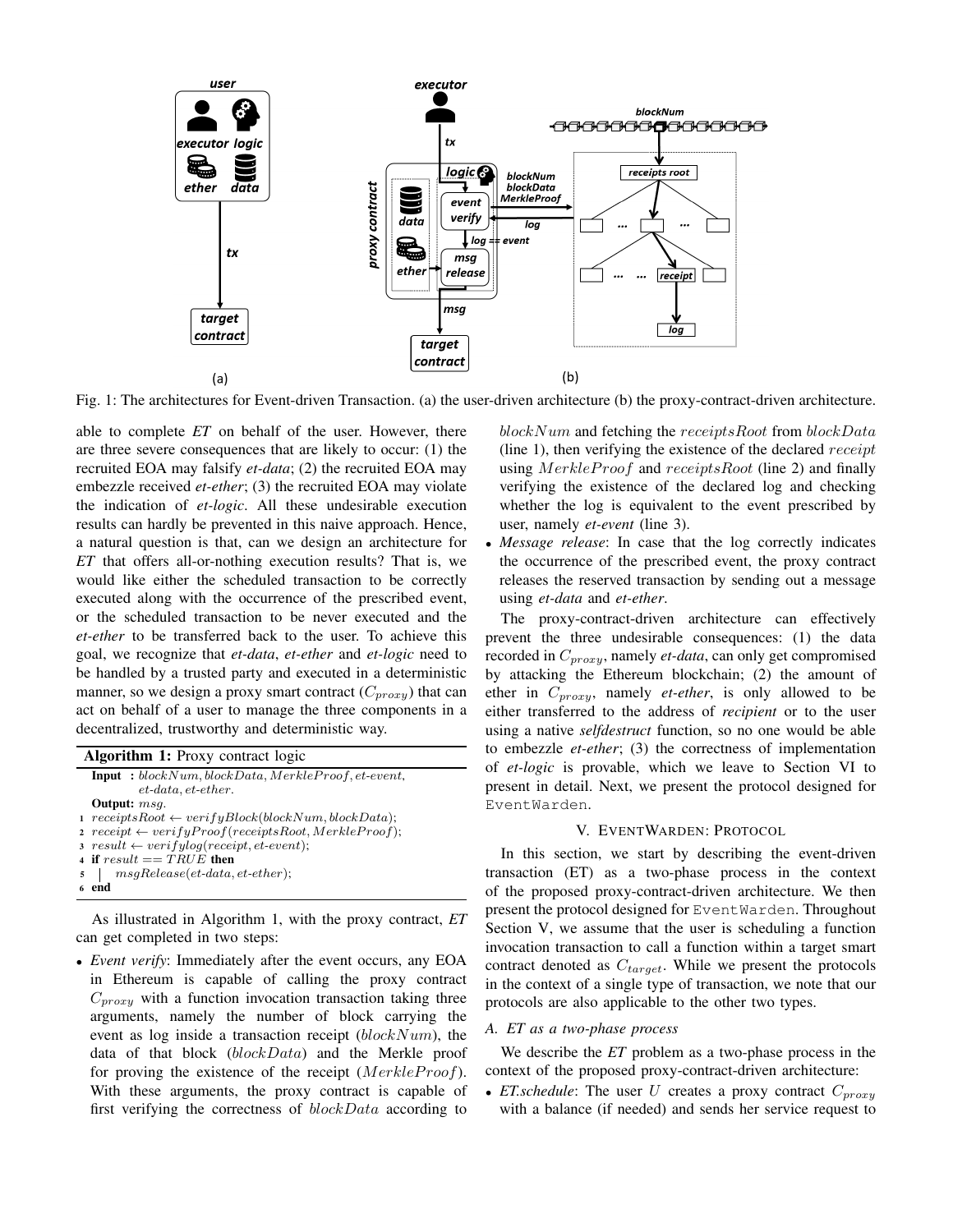Fig. 1: The architectures for Event-driven Transaction. (a) the user-driven architecture (b) the proxy-contract-driven architecture.

able to complete *ET* on behalf of the user. However, there are three severe consequences that are likely to occur: (1) the recruited EOA may falsify *et-data*; (2) the recruited EOA may embezzle received *et-ether*; (3) the recruited EOA may violate the indication of *et-logic*. All these undesirable execution results can hardly be prevented in this naive approach. Hence, a natural question is that, can we design an architecture for *ET* that offers all-or-nothing execution results? That is, we would like either the scheduled transaction to be correctly executed along with the occurrence of the prescribed event, or the scheduled transaction to be never executed and the *et-ether* to be transferred back to the user. To achieve this goal, we recognize that *et-data*, *et-ether* and *et-logic* need to be handled by a trusted party and executed in a deterministic manner, so we design a proxy smart contract ($C_{proxy}$) that can act on behalf of a user to manage the three components in a decentralized, trustworthy and deterministic way.

**Algorithm 1:** Proxy contract logic

```
Input  : blockNum, blockData, MerkleProof, et-event,
         et-data, et-ether.
Output: msg.
1 receiptsRoot ← verifyBlock(blockNum, blockData);
2 receipt ← verifyProof(receiptsRoot, MerkleProof);
3 result ← verifylog(receipt, et-event);
4 if result == TRUE then
5 |  msgRelease(et-data, et-ether);
6 end
```

As illustrated in Algorithm 1, with the proxy contract, *ET* can get completed in two steps:

- *Event verify*: Immediately after the event occurs, any EOA in Ethereum is capable of calling the proxy contract $C_{proxy}$ with a function invocation transaction taking three arguments, namely the number of block carrying the event as log inside a transaction receipt ($blockNum$), the data of that block ($blockData$) and the Merkle proof for proving the existence of the receipt ($MerkleProof$). With these arguments, the proxy contract is capable of first verifying the correctness of $blockData$ according to $blockNum$ and fetching the $receiptsRoot$ from $blockData$ (line 1), then verifying the existence of the declared $receipt$ using $MerkleProof$ and $receiptsRoot$ (line 2) and finally verifying the existence of the declared log and checking whether the log is equivalent to the event prescribed by user, namely *et-event* (line 3).
- *Message release*: In case that the log correctly indicates the occurrence of the prescribed event, the proxy contract releases the reserved transaction by sending out a message using *et-data* and *et-ether*.

The proxy-contract-driven architecture can effectively prevent the three undesirable consequences: (1) the data recorded in $C_{proxy}$, namely *et-data*, can only get compromised by attacking the Ethereum blockchain; (2) the amount of ether in $C_{proxy}$, namely *et-ether*, is only allowed to be either transferred to the address of *recipient* or to the user using a native *selfdestruct* function, so no one would be able to embezzle *et-ether*; (3) the correctness of implementation of *et-logic* is provable, which we leave to Section VI to present in detail. Next, we present the protocol designed for EventWarden.

## V. EventWarden: Protocol

In this section, we start by describing the event-driven transaction (ET) as a two-phase process in the context of the proposed proxy-contract-driven architecture. We then present the protocol designed for EventWarden. Throughout Section V, we assume that the user is scheduling a function invocation transaction to call a function within a target smart contract denoted as $C_{target}$. While we present the protocols in the context of a single type of transaction, we note that our protocols are also applicable to the other two types.

### A. ET as a two-phase process

We describe the *ET* problem as a two-phase process in the context of the proposed proxy-contract-driven architecture:

- *ET.schedule*: The user $U$ creates a proxy contract $C_{proxy}$ with a balance (if needed) and sends her service request to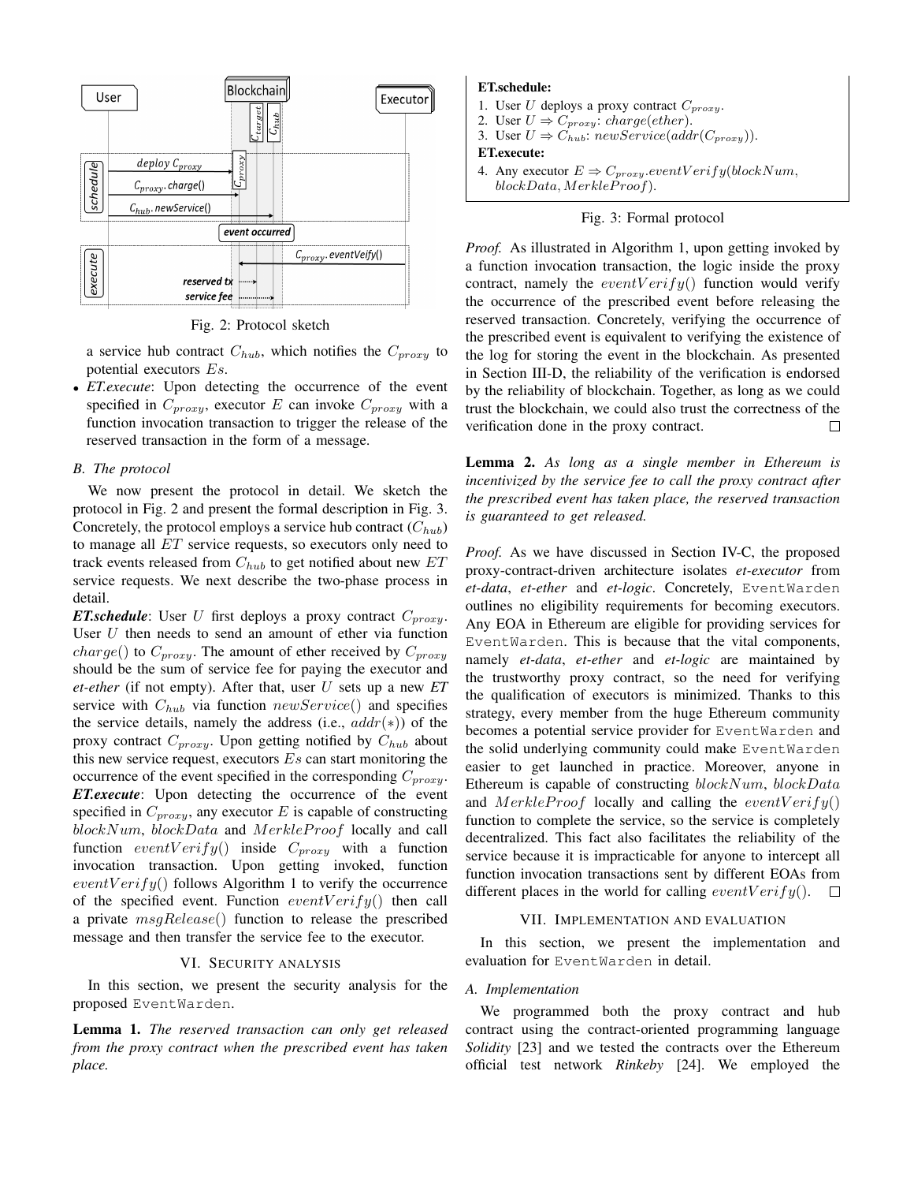Fig. 2: Protocol sketch

a service hub contract $C_{hub}$, which notifies the $C_{proxy}$ to potential executors $Es$.

- *ET.execute*: Upon detecting the occurrence of the event specified in $C_{proxy}$, executor $E$ can invoke $C_{proxy}$ with a function invocation transaction to trigger the release of the reserved transaction in the form of a message.

### B. The protocol

We now present the protocol in detail. We sketch the protocol in Fig. 2 and present the formal description in Fig. 3. Concretely, the protocol employs a service hub contract ($C_{hub}$) to manage all $ET$ service requests, so executors only need to track events released from $C_{hub}$ to get notified about new $ET$ service requests. We next describe the two-phase process in detail.

***ET.schedule***: User $U$ first deploys a proxy contract $C_{proxy}$. User $U$ then needs to send an amount of ether via function $charge()$ to $C_{proxy}$. The amount of ether received by $C_{proxy}$ should be the sum of service fee for paying the executor and *et-ether* (if not empty). After that, user $U$ sets up a new *ET* service with $C_{hub}$ via function $newService()$ and specifies the service details, namely the address (i.e., $addr(*)$) of the proxy contract $C_{proxy}$. Upon getting notified by $C_{hub}$ about this new service request, executors $Es$ can start monitoring the occurrence of the event specified in the corresponding $C_{proxy}$.

***ET.execute***: Upon detecting the occurrence of the event specified in $C_{proxy}$, any executor $E$ is capable of constructing $blockNum$, $blockData$ and $MerkleProof$ locally and call function $eventVerify()$ inside $C_{proxy}$ with a function invocation transaction. Upon getting invoked, function $eventVerify()$ follows Algorithm 1 to verify the occurrence of the specified event. Function $eventVerify()$ then call a private $msgRelease()$ function to release the prescribed message and then transfer the service fee to the executor.

**ET.schedule:**

1. User $U$ deploys a proxy contract $C_{proxy}$.
2. User $U \Rightarrow C_{proxy}$: $charge(ether)$.
3. User $U \Rightarrow C_{hub}$: $newService(addr(C_{proxy}))$.

**ET.execute:**

4. Any executor $E \Rightarrow C_{proxy}.eventVerify(blockNum, blockData, MerkleProof)$.

Fig. 3: Formal protocol

## VI. Security analysis

In this section, we present the security analysis for the proposed EventWarden.

**Lemma 1.** *The reserved transaction can only get released from the proxy contract when the prescribed event has taken place.*

*Proof.* As illustrated in Algorithm 1, upon getting invoked by a function invocation transaction, the logic inside the proxy contract, namely the $eventVerify()$ function would verify the occurrence of the prescribed event before releasing the reserved transaction. Concretely, verifying the occurrence of the prescribed event is equivalent to verifying the existence of the log for storing the event in the blockchain. As presented in Section III-D, the reliability of the verification is endorsed by the reliability of blockchain. Together, as long as we could trust the blockchain, we could also trust the correctness of the verification done in the proxy contract. □

**Lemma 2.** *As long as a single member in Ethereum is incentivized by the service fee to call the proxy contract after the prescribed event has taken place, the reserved transaction is guaranteed to get released.*

*Proof.* As we have discussed in Section IV-C, the proposed proxy-contract-driven architecture isolates *et-executor* from *et-data*, *et-ether* and *et-logic*. Concretely, EventWarden outlines no eligibility requirements for becoming executors. Any EOA in Ethereum are eligible for providing services for EventWarden. This is because that the vital components, namely *et-data*, *et-ether* and *et-logic* are maintained by the trustworthy proxy contract, so the need for verifying the qualification of executors is minimized. Thanks to this strategy, every member from the huge Ethereum community becomes a potential service provider for EventWarden and the solid underlying community could make EventWarden easier to get launched in practice. Moreover, anyone in Ethereum is capable of constructing $blockNum$, $blockData$ and $MerkleProof$ locally and calling the $eventVerify()$ function to complete the service, so the service is completely decentralized. This fact also facilitates the reliability of the service because it is impracticable for anyone to intercept all function invocation transactions sent by different EOAs from different places in the world for calling $eventVerify()$. □

## VII. Implementation and evaluation

In this section, we present the implementation and evaluation for EventWarden in detail.

### A. Implementation

We programmed both the proxy contract and hub contract using the contract-oriented programming language *Solidity* [23] and we tested the contracts over the Ethereum official test network *Rinkeby* [24]. We employed the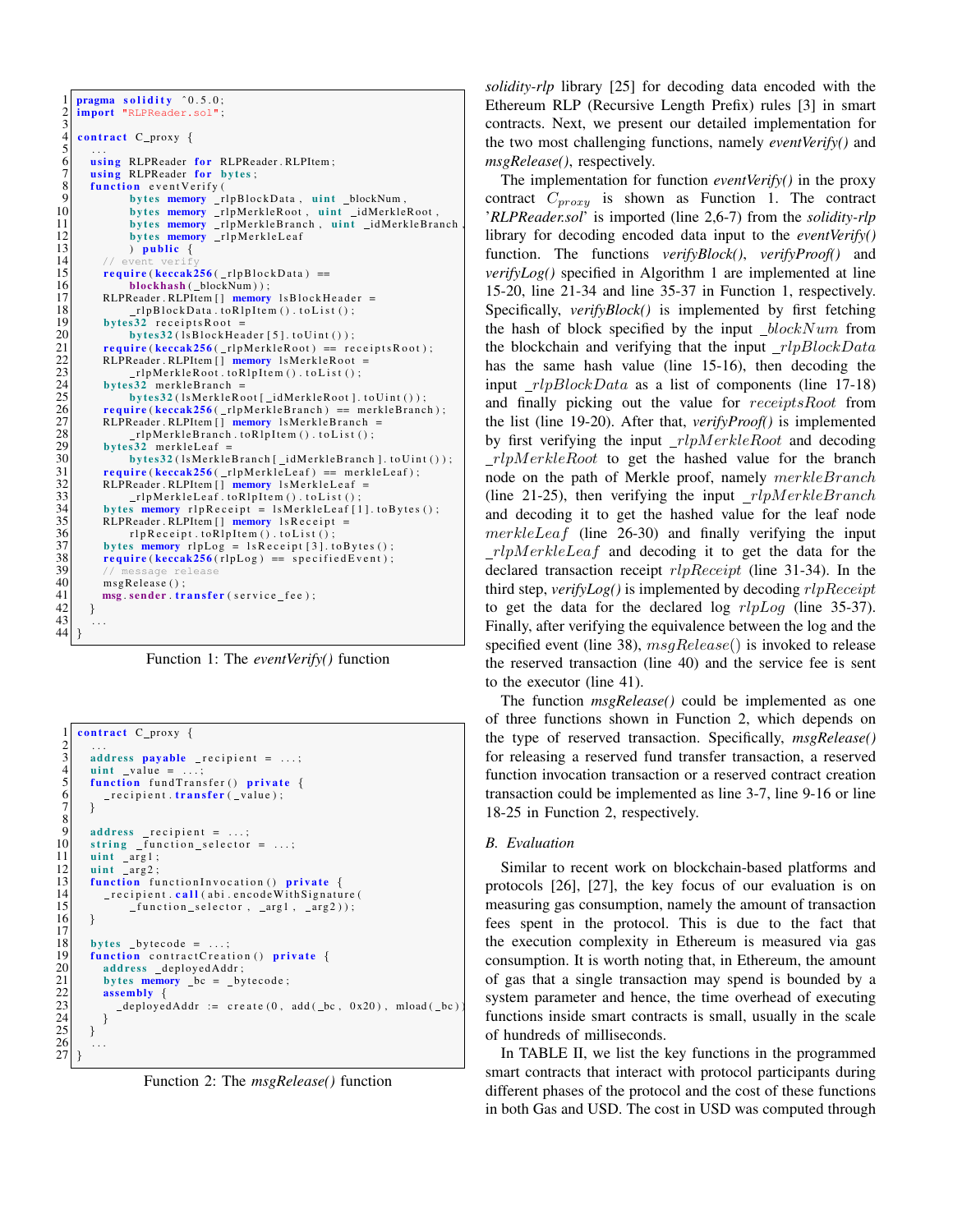```
pragma solidity ^0.5.0;
import "RLPReader.sol";

contract C_proxy {
  ...
  using RLPReader for RLPReader.RLPItem;
  using RLPReader for bytes;
  function eventVerify(
        bytes memory _rlpBlockData, uint _blockNum,
        bytes memory _rlpMerkleRoot, uint _idMerkleRoot,
        bytes memory _rlpMerkleBranch, uint _idMerkleBranch,
        bytes memory _rlpMerkleLeaf
        ) public {
    // event verify
    require(keccak256(_rlpBlockData) ==
        blockhash(_blockNum));
    RLPReader.RLPItem[] memory lsBlockHeader =
        _rlpBlockData.toRlpItem().toList();
    bytes32 receiptsRoot =
        bytes32(lsBlockHeader[5].toUint());
    require(keccak256(_rlpMerkleRoot) == receiptsRoot);
    RLPReader.RLPItem[] memory lsMerkleRoot =
        _rlpMerkleRoot.toRlpItem().toList();
    bytes32 merkleBranch =
        bytes32(lsMerkleRoot[_idMerkleRoot].toUint());
    require(keccak256(_rlpMerkleBranch) == merkleBranch);
    RLPReader.RLPItem[] memory lsMerkleBranch =
        _rlpMerkleBranch.toRlpItem().toList();
    bytes32 merkleLeaf =
        bytes32(lsMerkleBranch[_idMerkleBranch].toUint());
    require(keccak256(_rlpMerkleLeaf) == merkleLeaf);
    RLPReader.RLPItem[] memory lsMerkleLeaf =
        _rlpMerkleLeaf.toRlpItem().toList();
    bytes memory rlpReceipt = lsMerkleLeaf[1].toBytes();
    RLPReader.RLPItem[] memory lsReceipt =
        rlpReceipt.toRlpItem().toList();
    bytes memory rlpLog = lsReceipt[3].toBytes();
    require(keccak256(rlpLog) == specifiedEvent);
    // message release
    msgRelease();
    msg.sender.transfer(service_fee);
  }
  ...
}
```

Function 1: The *eventVerify()* function

```
contract C_proxy {
  ...
  address payable _recipient = ...;
  uint _value = ...;
  function fundTransfer() private {
    _recipient.transfer(_value);
  }

  address _recipient = ...;
  string _function_selector = ...;
  uint _arg1;
  uint _arg2;
  function functionInvocation() private {
    _recipient.call(abi.encodeWithSignature(
        _function_selector, _arg1, _arg2));
  }

  bytes _bytecode = ...;
  function contractCreation() private {
    address _deployedAddr;
    bytes memory _bc = _bytecode;
    assembly {
      _deployedAddr := create(0, add(_bc, 0x20), mload(_bc))
    }
  }
  ...
}
```

Function 2: The *msgRelease()* function

*solidity-rlp* library [25] for decoding data encoded with the Ethereum RLP (Recursive Length Prefix) rules [3] in smart contracts. Next, we present our detailed implementation for the two most challenging functions, namely *eventVerify()* and *msgRelease()*, respectively.

The implementation for function *eventVerify()* in the proxy contract $C_{proxy}$ is shown as Function 1. The contract '*RLPReader.sol*' is imported (line 2,6-7) from the *solidity-rlp* library for decoding encoded data input to the *eventVerify()* function. The functions *verifyBlock()*, *verifyProof()* and *verifyLog()* specified in Algorithm 1 are implemented at line 15-20, line 21-34 and line 35-37 in Function 1, respectively. Specifically, *verifyBlock()* is implemented by first fetching the hash of block specified by the input $\_blockNum$ from the blockchain and verifying that the input $\_rlpBlockData$ has the same hash value (line 15-16), then decoding the input $\_rlpBlockData$ as a list of components (line 17-18) and finally picking out the value for $receiptsRoot$ from the list (line 19-20). After that, *verifyProof()* is implemented by first verifying the input $\_rlpMerkleRoot$ and decoding $\_rlpMerkleRoot$ to get the hashed value for the branch node on the path of Merkle proof, namely $merkleBranch$ (line 21-25), then verifying the input $\_rlpMerkleBranch$ and decoding it to get the hashed value for the leaf node $merkleLeaf$ (line 26-30) and finally verifying the input $\_rlpMerkleLeaf$ and decoding it to get the data for the declared transaction receipt $rlpReceipt$ (line 31-34). In the third step, *verifyLog()* is implemented by decoding $rlpReceipt$ to get the data for the declared log $rlpLog$ (line 35-37). Finally, after verifying the equivalence between the log and the specified event (line 38), $msgRelease()$ is invoked to release the reserved transaction (line 40) and the service fee is sent to the executor (line 41).

The function *msgRelease()* could be implemented as one of three functions shown in Function 2, which depends on the type of reserved transaction. Specifically, *msgRelease()* for releasing a reserved fund transfer transaction, a reserved function invocation transaction or a reserved contract creation transaction could be implemented as line 3-7, line 9-16 or line 18-25 in Function 2, respectively.

### B. Evaluation

Similar to recent work on blockchain-based platforms and protocols [26], [27], the key focus of our evaluation is on measuring gas consumption, namely the amount of transaction fees spent in the protocol. This is due to the fact that the execution complexity in Ethereum is measured via gas consumption. It is worth noting that, in Ethereum, the amount of gas that a single transaction may spend is bounded by a system parameter and hence, the time overhead of executing functions inside smart contracts is small, usually in the scale of hundreds of milliseconds.

In TABLE II, we list the key functions in the programmed smart contracts that interact with protocol participants during different phases of the protocol and the cost of these functions in both Gas and USD. The cost in USD was computed through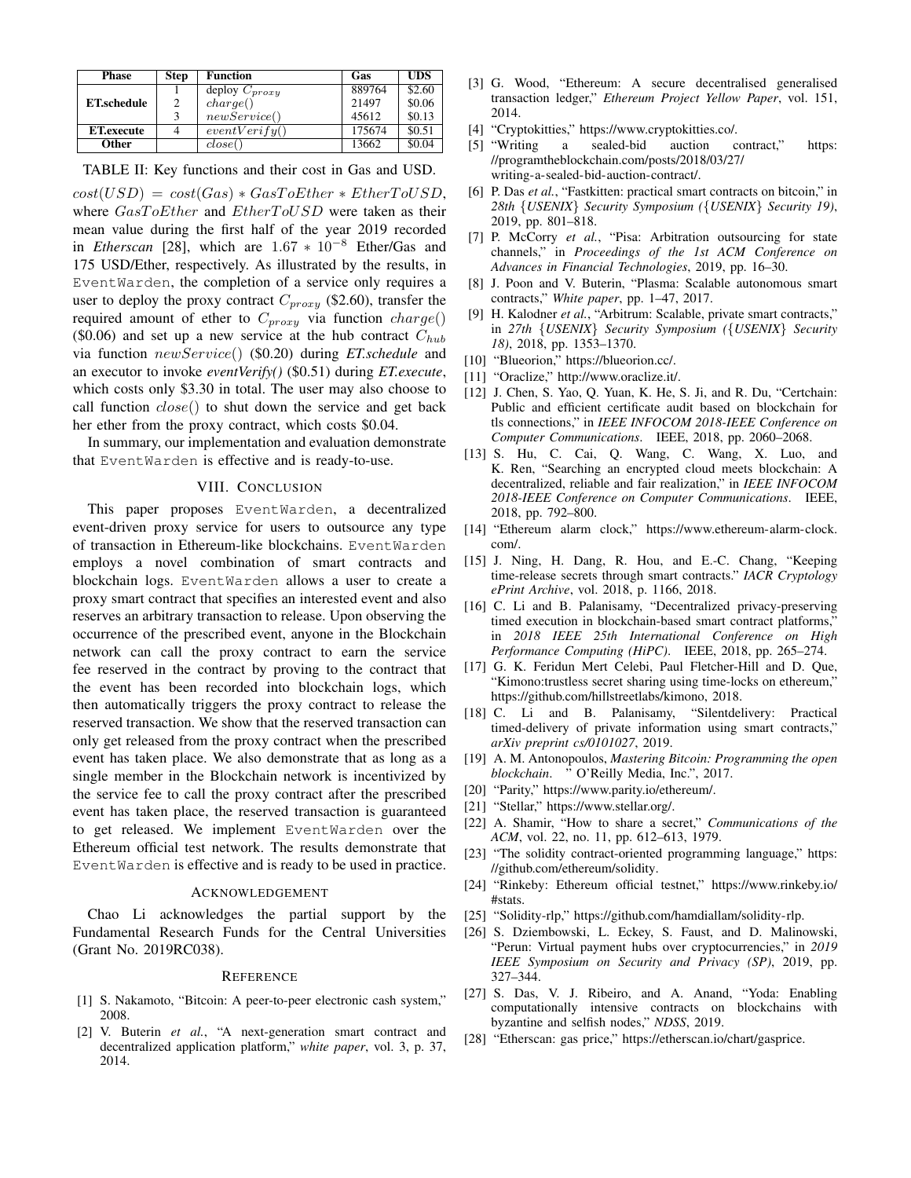| Phase | Step | Function | Gas | UDS |
|---|---|---|---|---|
| **ET.schedule** | 1 | deploy $C_{proxy}$ | 889764 | \$2.60 |
| | 2 | $charge()$ | 21497 | \$0.06 |
| | 3 | $newService()$ | 45612 | \$0.13 |
| **ET.execute** | 4 | $eventVerify()$ | 175674 | \$0.51 |
| **Other** | | $close()$ | 13662 | \$0.04 |

TABLE II: Key functions and their cost in Gas and USD.

$cost(USD) = cost(Gas) * GasToEther * EtherToUSD$, where $GasToEther$ and $EtherToUSD$ were taken as their mean value during the first half of the year 2019 recorded in *Etherscan* [28], which are $1.67 * 10^{-8}$ Ether/Gas and 175 USD/Ether, respectively. As illustrated by the results, in EventWarden, the completion of a service only requires a user to deploy the proxy contract $C_{proxy}$ (\$2.60), transfer the required amount of ether to $C_{proxy}$ via function $charge()$ (\$0.06) and set up a new service at the hub contract $C_{hub}$ via function $newService()$ (\$0.20) during *ET.schedule* and an executor to invoke *eventVerify()* (\$0.51) during *ET.execute*, which costs only \$3.30 in total. The user may also choose to call function $close()$ to shut down the service and get back her ether from the proxy contract, which costs \$0.04.

In summary, our implementation and evaluation demonstrate that EventWarden is effective and is ready-to-use.

## VIII. Conclusion

This paper proposes EventWarden, a decentralized event-driven proxy service for users to outsource any type of transaction in Ethereum-like blockchains. EventWarden employs a novel combination of smart contracts and blockchain logs. EventWarden allows a user to create a proxy smart contract that specifies an interested event and also reserves an arbitrary transaction to release. Upon observing the occurrence of the prescribed event, anyone in the Blockchain network can call the proxy contract to earn the service fee reserved in the contract by proving to the contract that the event has been recorded into blockchain logs, which then automatically triggers the proxy contract to release the reserved transaction. We show that the reserved transaction can only get released from the proxy contract when the prescribed event has taken place. We also demonstrate that as long as a single member in the Blockchain network is incentivized by the service fee to call the proxy contract after the prescribed event has taken place, the reserved transaction is guaranteed to get released. We implement EventWarden over the Ethereum official test network. The results demonstrate that EventWarden is effective and is ready to be used in practice.

## Acknowledgement

Chao Li acknowledges the partial support by the Fundamental Research Funds for the Central Universities (Grant No. 2019RC038).

## Reference

[1] S. Nakamoto, "Bitcoin: A peer-to-peer electronic cash system," 2008.

[2] V. Buterin *et al.*, "A next-generation smart contract and decentralized application platform," *white paper*, vol. 3, p. 37, 2014.

[3] G. Wood, "Ethereum: A secure decentralised generalised transaction ledger," *Ethereum Project Yellow Paper*, vol. 151, 2014.

[4] "Cryptokitties," https://www.cryptokitties.co/.

[5] "Writing a sealed-bid auction contract," https://programtheblockchain.com/posts/2018/03/27/writing-a-sealed-bid-auction-contract/.

[6] P. Das *et al.*, "Fastkitten: practical smart contracts on bitcoin," in *28th {USENIX} Security Symposium ({USENIX} Security 19)*, 2019, pp. 801–818.

[7] P. McCorry *et al.*, "Pisa: Arbitration outsourcing for state channels," in *Proceedings of the 1st ACM Conference on Advances in Financial Technologies*, 2019, pp. 16–30.

[8] J. Poon and V. Buterin, "Plasma: Scalable autonomous smart contracts," *White paper*, pp. 1–47, 2017.

[9] H. Kalodner *et al.*, "Arbitrum: Scalable, private smart contracts," in *27th {USENIX} Security Symposium ({USENIX} Security 18)*, 2018, pp. 1353–1370.

[10] "Blueorion," https://blueorion.cc/.

[11] "Oraclize," http://www.oraclize.it/.

[12] J. Chen, S. Yao, Q. Yuan, K. He, S. Ji, and R. Du, "Certchain: Public and efficient certificate audit based on blockchain for tls connections," in *IEEE INFOCOM 2018-IEEE Conference on Computer Communications*. IEEE, 2018, pp. 2060–2068.

[13] S. Hu, C. Cai, Q. Wang, C. Wang, X. Luo, and K. Ren, "Searching an encrypted cloud meets blockchain: A decentralized, reliable and fair realization," in *IEEE INFOCOM 2018-IEEE Conference on Computer Communications*. IEEE, 2018, pp. 792–800.

[14] "Ethereum alarm clock," https://www.ethereum-alarm-clock.com/.

[15] J. Ning, H. Dang, R. Hou, and E.-C. Chang, "Keeping time-release secrets through smart contracts." *IACR Cryptology ePrint Archive*, vol. 2018, p. 1166, 2018.

[16] C. Li and B. Palanisamy, "Decentralized privacy-preserving timed execution in blockchain-based smart contract platforms," in *2018 IEEE 25th International Conference on High Performance Computing (HiPC)*. IEEE, 2018, pp. 265–274.

[17] G. K. Feridun Mert Celebi, Paul Fletcher-Hill and D. Que, "Kimono:trustless secret sharing using time-locks on ethereum," https://github.com/hillstreetlabs/kimono, 2018.

[18] C. Li and B. Palanisamy, "Silentdelivery: Practical timed-delivery of private information using smart contracts," *arXiv preprint cs/0101027*, 2019.

[19] A. M. Antonopoulos, *Mastering Bitcoin: Programming the open blockchain*. " O'Reilly Media, Inc.", 2017.

[20] "Parity," https://www.parity.io/ethereum/.

[21] "Stellar," https://www.stellar.org/.

[22] A. Shamir, "How to share a secret," *Communications of the ACM*, vol. 22, no. 11, pp. 612–613, 1979.

[23] "The solidity contract-oriented programming language," https://github.com/ethereum/solidity.

[24] "Rinkeby: Ethereum official testnet," https://www.rinkeby.io/#stats.

[25] "Solidity-rlp," https://github.com/hamdiallam/solidity-rlp.

[26] S. Dziembowski, L. Eckey, S. Faust, and D. Malinowski, "Perun: Virtual payment hubs over cryptocurrencies," in *2019 IEEE Symposium on Security and Privacy (SP)*, 2019, pp. 327–344.

[27] S. Das, V. J. Ribeiro, and A. Anand, "Yoda: Enabling computationally intensive contracts on blockchains with byzantine and selfish nodes," *NDSS*, 2019.

[28] "Etherscan: gas price," https://etherscan.io/chart/gasprice.